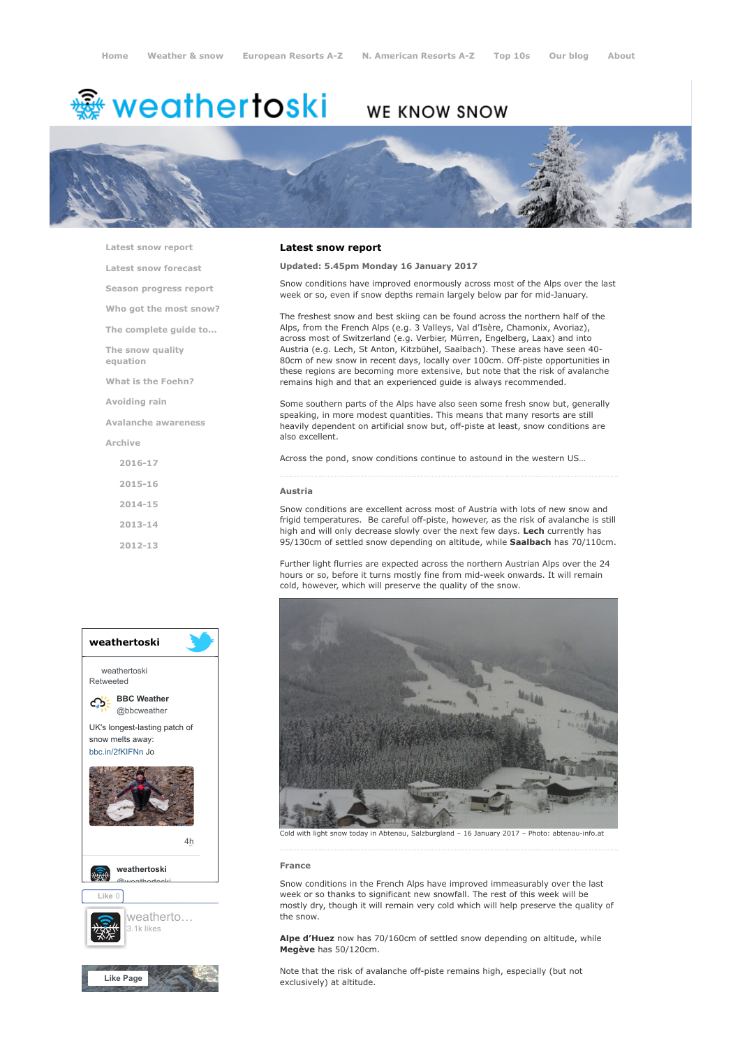Home | Weather & snow | European Resorts A-Z | N. American Resorts A-Z | Top 10s | Our blog | About

# weathertoski

WE KNOW SNOW

- Latest snow report
- Latest snow forecast
- Season progress report
- Who got the most snow?
- The complete guide to...
- The snow quality equation
- What is the Foehn?
- Avoiding rain
- Avalanche awareness
- Archive
  - 2016-17
  - 2015-16
  - 2014-15
  - 2013-14
  - 2012-13

## Latest snow report

**Updated: 5.45pm Monday 16 January 2017**

Snow conditions have improved enormously across most of the Alps over the last week or so, even if snow depths remain largely below par for mid-January.

The freshest snow and best skiing can be found across the northern half of the Alps, from the French Alps (e.g. 3 Valleys, Val d'Isère, Chamonix, Avoriaz), across most of Switzerland (e.g. Verbier, Mürren, Engelberg, Laax) and into Austria (e.g. Lech, St Anton, Kitzbühel, Saalbach). These areas have seen 40-80cm of new snow in recent days, locally over 100cm. Off-piste opportunities in these regions are becoming more extensive, but note that the risk of avalanche remains high and that an experienced guide is always recommended.

Some southern parts of the Alps have also seen some fresh snow but, generally speaking, in more modest quantities. This means that many resorts are still heavily dependent on artificial snow but, off-piste at least, snow conditions are also excellent.

Across the pond, snow conditions continue to astound in the western US...

### Austria

Snow conditions are excellent across most of Austria with lots of new snow and frigid temperatures. Be careful off-piste, however, as the risk of avalanche is still high and will only decrease slowly over the next few days. **Lech** currently has 95/130cm of settled snow depending on altitude, while **Saalbach** has 70/110cm.

Further light flurries are expected across the northern Austrian Alps over the 24 hours or so, before it turns mostly fine from mid-week onwards. It will remain cold, however, which will preserve the quality of the snow.

Cold with light snow today in Abtenau, Salzburgland – 16 January 2017 – Photo: abtenau-info.at

### France

Snow conditions in the French Alps have improved immeasurably over the last week or so thanks to significant new snowfall. The rest of this week will be mostly dry, though it will remain very cold which will help preserve the quality of the snow.

**Alpe d'Huez** now has 70/160cm of settled snow depending on altitude, while **Megève** has 50/120cm.

Note that the risk of avalanche off-piste remains high, especially (but not exclusively) at altitude.

weathertoski

weathertoski Retweeted

BBC Weather @bbcweather

UK's longest-lasting patch of snow melts away: bbc.in/2fKIFNn Jo

4h

weathertoski @weathertoski

Like 0

weatherto... 3.1k likes

Like Page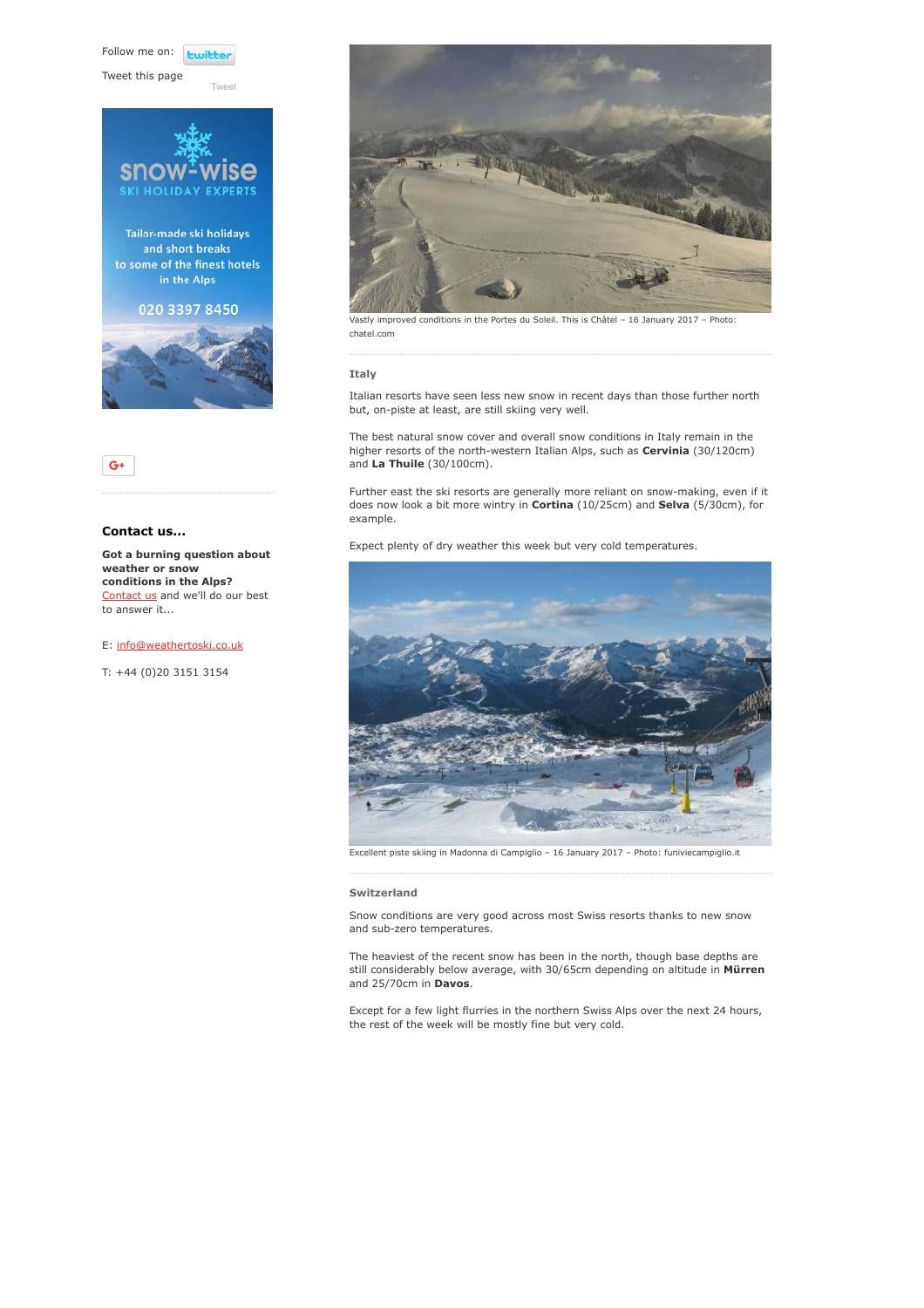Follow me on: twitter

Tweet this page

Tweet

snow-wise
SKI HOLIDAY EXPERTS

Tailor-made ski holidays and short breaks to some of the finest hotels in the Alps

020 3397 8450

### Contact us...

**Got a burning question about weather or snow conditions in the Alps?** Contact us and we'll do our best to answer it...

E: info@weathertoski.co.uk

T: +44 (0)20 3151 3154

Vastly improved conditions in the Portes du Soleil. This is Châtel – 16 January 2017 – Photo: chatel.com

#### Italy

Italian resorts have seen less new snow in recent days than those further north but, on-piste at least, are still skiing very well.

The best natural snow cover and overall snow conditions in Italy remain in the higher resorts of the north-western Italian Alps, such as **Cervinia** (30/120cm) and **La Thuile** (30/100cm).

Further east the ski resorts are generally more reliant on snow-making, even if it does now look a bit more wintry in **Cortina** (10/25cm) and **Selva** (5/30cm), for example.

Expect plenty of dry weather this week but very cold temperatures.

Excellent piste skiing in Madonna di Campiglio – 16 January 2017 – Photo: funiviecampiglio.it

#### Switzerland

Snow conditions are very good across most Swiss resorts thanks to new snow and sub-zero temperatures.

The heaviest of the recent snow has been in the north, though base depths are still considerably below average, with 30/65cm depending on altitude in **Mürren** and 25/70cm in **Davos**.

Except for a few light flurries in the northern Swiss Alps over the next 24 hours, the rest of the week will be mostly fine but very cold.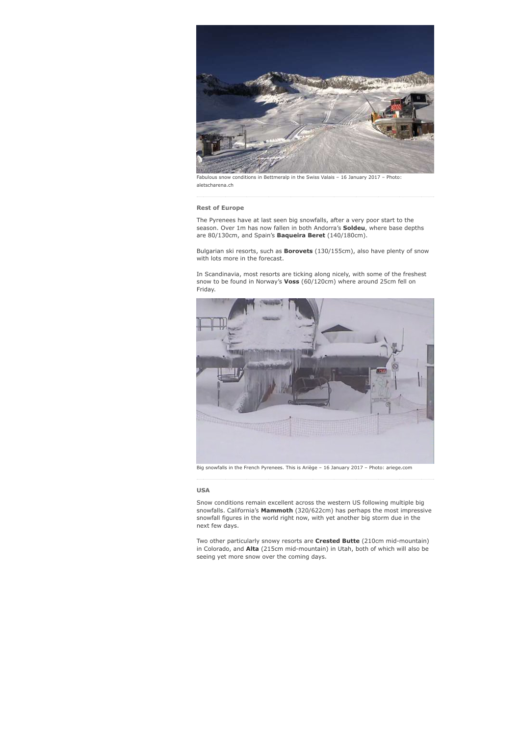Fabulous snow conditions in Bettmeralp in the Swiss Valais – 16 January 2017 – Photo: aletscharena.ch

### Rest of Europe

The Pyrenees have at last seen big snowfalls, after a very poor start to the season. Over 1m has now fallen in both Andorra's **Soldeu**, where base depths are 80/130cm, and Spain's **Baqueira Beret** (140/180cm).

Bulgarian ski resorts, such as **Borovets** (130/155cm), also have plenty of snow with lots more in the forecast.

In Scandinavia, most resorts are ticking along nicely, with some of the freshest snow to be found in Norway's **Voss** (60/120cm) where around 25cm fell on Friday.

Big snowfalls in the French Pyrenees. This is Ariège – 16 January 2017 – Photo: ariege.com

### USA

Snow conditions remain excellent across the western US following multiple big snowfalls. California's **Mammoth** (320/622cm) has perhaps the most impressive snowfall figures in the world right now, with yet another big storm due in the next few days.

Two other particularly snowy resorts are **Crested Butte** (210cm mid-mountain) in Colorado, and **Alta** (215cm mid-mountain) in Utah, both of which will also be seeing yet more snow over the coming days.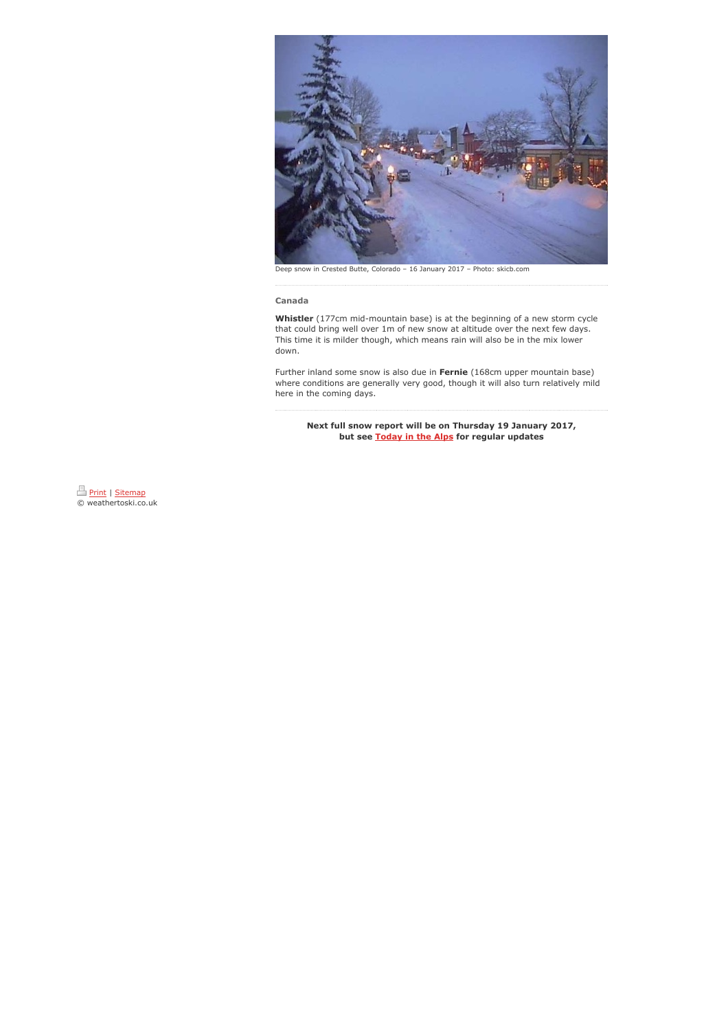Deep snow in Crested Butte, Colorado – 16 January 2017 – Photo: skicb.com

### Canada

**Whistler** (177cm mid-mountain base) is at the beginning of a new storm cycle that could bring well over 1m of new snow at altitude over the next few days. This time it is milder though, which means rain will also be in the mix lower down.

Further inland some snow is also due in **Fernie** (168cm upper mountain base) where conditions are generally very good, though it will also turn relatively mild here in the coming days.

**Next full snow report will be on Thursday 19 January 2017, but see Today in the Alps for regular updates**

Print | Sitemap
© weathertoski.co.uk